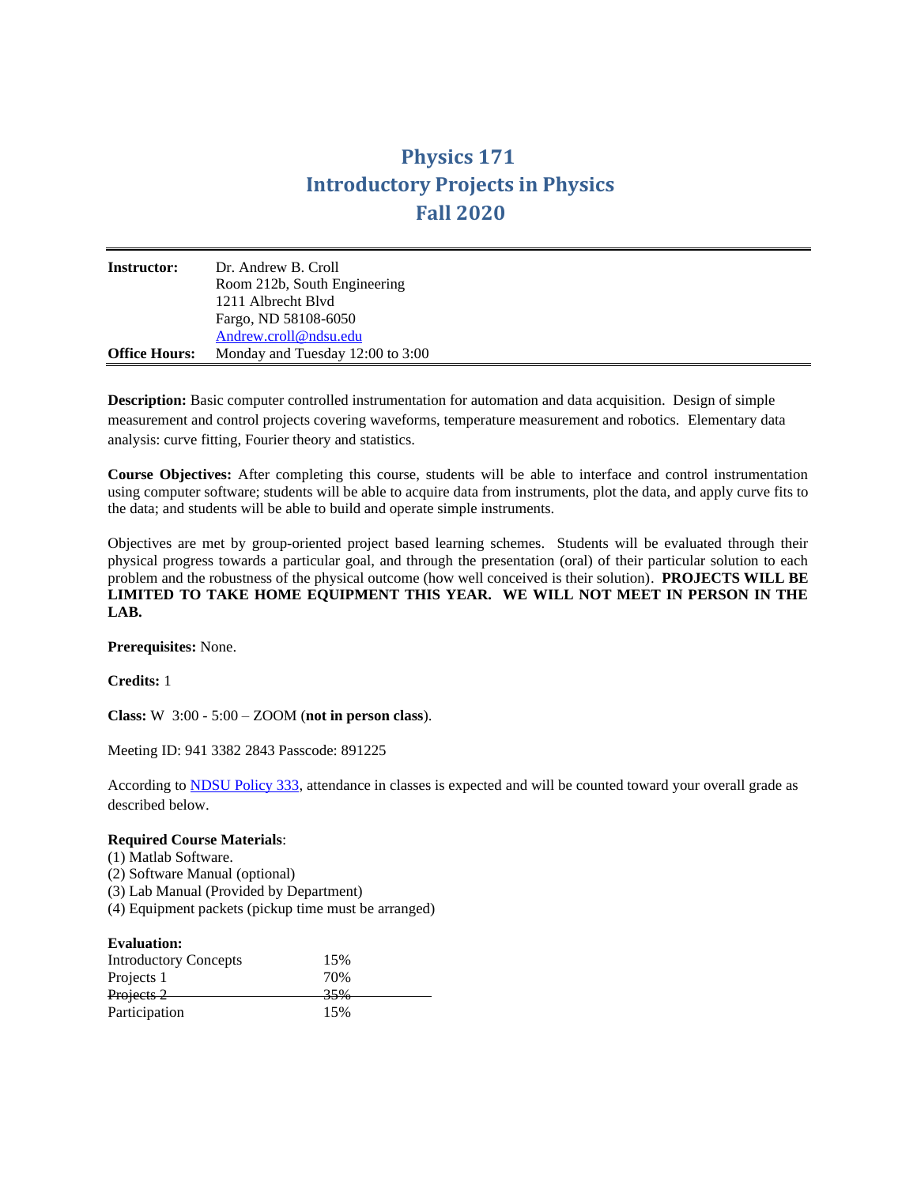# Physics 171
# Introductory Projects in Physics
# Fall 2020

| | |
|---|---|
| **Instructor:** | Dr. Andrew B. Croll<br>Room 212b, South Engineering<br>1211 Albrecht Blvd<br>Fargo, ND 58108-6050<br>Andrew.croll@ndsu.edu |
| **Office Hours:** | Monday and Tuesday 12:00 to 3:00 |

**Description:** Basic computer controlled instrumentation for automation and data acquisition. Design of simple measurement and control projects covering waveforms, temperature measurement and robotics. Elementary data analysis: curve fitting, Fourier theory and statistics.

**Course Objectives:** After completing this course, students will be able to interface and control instrumentation using computer software; students will be able to acquire data from instruments, plot the data, and apply curve fits to the data; and students will be able to build and operate simple instruments.

Objectives are met by group-oriented project based learning schemes. Students will be evaluated through their physical progress towards a particular goal, and through the presentation (oral) of their particular solution to each problem and the robustness of the physical outcome (how well conceived is their solution). **PROJECTS WILL BE LIMITED TO TAKE HOME EQUIPMENT THIS YEAR. WE WILL NOT MEET IN PERSON IN THE LAB.**

**Prerequisites:** None.

**Credits:** 1

**Class:** W 3:00 - 5:00 – ZOOM (**not in person class**).

Meeting ID: 941 3382 2843 Passcode: 891225

According to NDSU Policy 333, attendance in classes is expected and will be counted toward your overall grade as described below.

**Required Course Materials**:

(1) Matlab Software.
(2) Software Manual (optional)
(3) Lab Manual (Provided by Department)
(4) Equipment packets (pickup time must be arranged)

**Evaluation:**

| | |
|---|---|
| Introductory Concepts | 15% |
| Projects 1 | 70% |
| ~~Projects 2~~ | ~~35%~~ |
| Participation | 15% |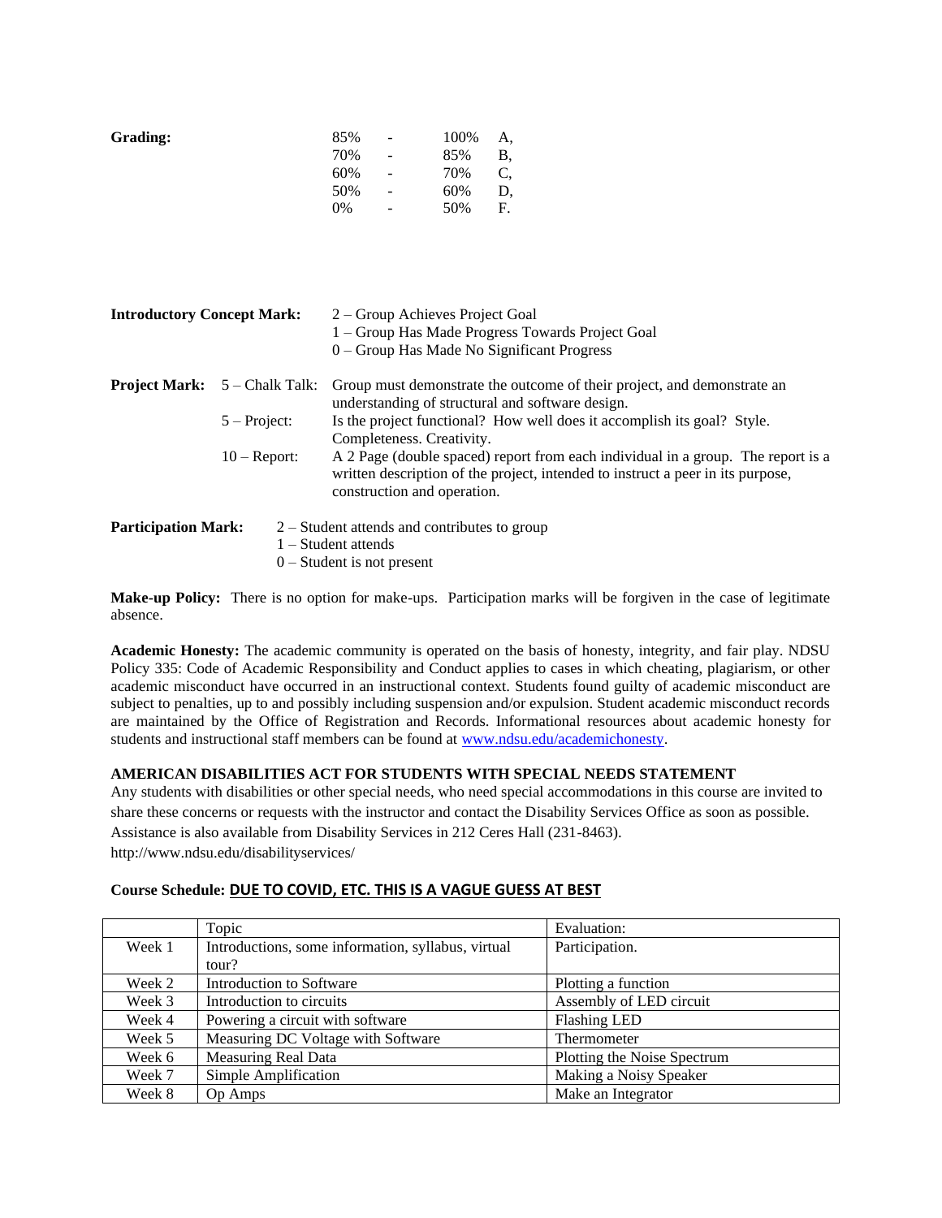**Grading:**

| | | | |
|---|---|---|---|
| 85% | - | 100% | A, |
| 70% | - | 85% | B, |
| 60% | - | 70% | C, |
| 50% | - | 60% | D, |
| 0% | - | 50% | F. |

**Introductory Concept Mark:**

2 – Group Achieves Project Goal
1 – Group Has Made Progress Towards Project Goal
0 – Group Has Made No Significant Progress

**Project Mark:**

| | |
|---|---|
| 5 – Chalk Talk: | Group must demonstrate the outcome of their project, and demonstrate an understanding of structural and software design. |
| 5 – Project: | Is the project functional? How well does it accomplish its goal? Style. Completeness. Creativity. |
| 10 – Report: | A 2 Page (double spaced) report from each individual in a group. The report is a written description of the project, intended to instruct a peer in its purpose, construction and operation. |

**Participation Mark:**

2 – Student attends and contributes to group
1 – Student attends
0 – Student is not present

**Make-up Policy:** There is no option for make-ups. Participation marks will be forgiven in the case of legitimate absence.

**Academic Honesty:** The academic community is operated on the basis of honesty, integrity, and fair play. NDSU Policy 335: Code of Academic Responsibility and Conduct applies to cases in which cheating, plagiarism, or other academic misconduct have occurred in an instructional context. Students found guilty of academic misconduct are subject to penalties, up to and possibly including suspension and/or expulsion. Student academic misconduct records are maintained by the Office of Registration and Records. Informational resources about academic honesty for students and instructional staff members can be found at www.ndsu.edu/academichonesty.

**AMERICAN DISABILITIES ACT FOR STUDENTS WITH SPECIAL NEEDS STATEMENT**

Any students with disabilities or other special needs, who need special accommodations in this course are invited to share these concerns or requests with the instructor and contact the Disability Services Office as soon as possible. Assistance is also available from Disability Services in 212 Ceres Hall (231-8463). http://www.ndsu.edu/disabilityservices/

**Course Schedule: DUE TO COVID, ETC. THIS IS A VAGUE GUESS AT BEST**

| | Topic | Evaluation: |
|---|---|---|
| Week 1 | Introductions, some information, syllabus, virtual tour? | Participation. |
| Week 2 | Introduction to Software | Plotting a function |
| Week 3 | Introduction to circuits | Assembly of LED circuit |
| Week 4 | Powering a circuit with software | Flashing LED |
| Week 5 | Measuring DC Voltage with Software | Thermometer |
| Week 6 | Measuring Real Data | Plotting the Noise Spectrum |
| Week 7 | Simple Amplification | Making a Noisy Speaker |
| Week 8 | Op Amps | Make an Integrator |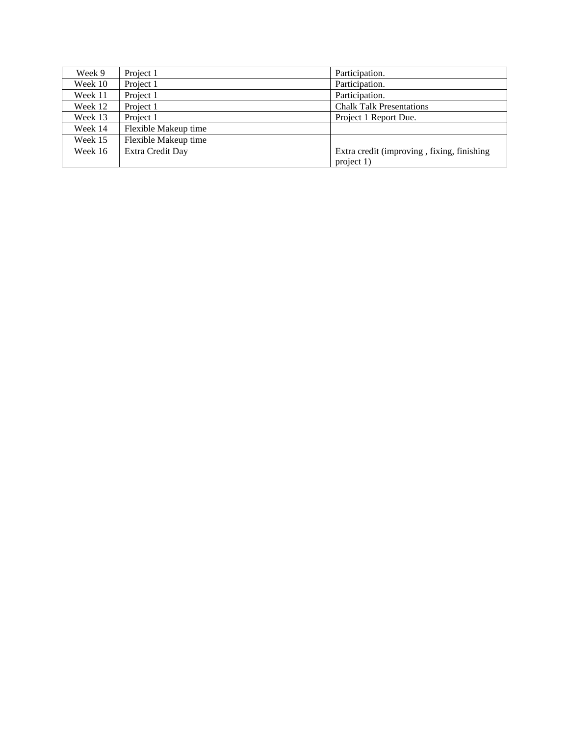| | | |
|---|---|---|
| Week 9 | Project 1 | Participation. |
| Week 10 | Project 1 | Participation. |
| Week 11 | Project 1 | Participation. |
| Week 12 | Project 1 | Chalk Talk Presentations |
| Week 13 | Project 1 | Project 1 Report Due. |
| Week 14 | Flexible Makeup time | |
| Week 15 | Flexible Makeup time | |
| Week 16 | Extra Credit Day | Extra credit (improving , fixing, finishing project 1) |